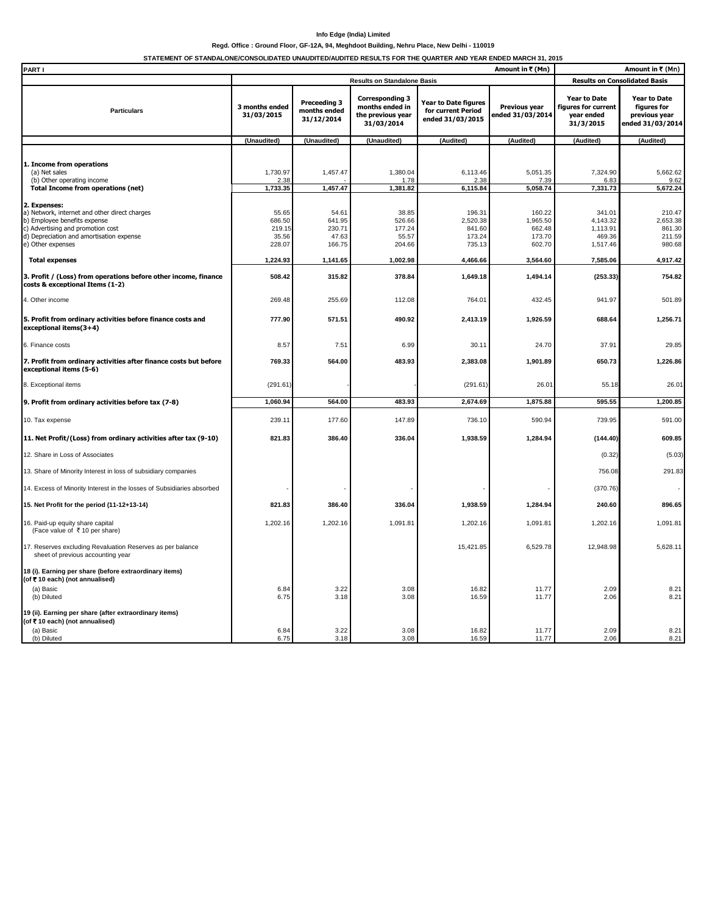**Info Edge (India) Limited**

**Regd. Office : Ground Floor, GF-12A, 94, Meghdoot Building, Nehru Place, New Delhi - 110019**

**STATEMENT OF STANDALONE/CONSOLIDATED UNAUDITED/AUDITED RESULTS FOR THE QUARTER AND YEAR ENDED MARCH 31, 2015**

| PART I | | | | | Amount in ₹ (Mn) | | Amount in ₹ (Mn) |
|---|---|---|---|---|---|---|---|
| | Results on Standalone Basis | | | | | Results on Consolidated Basis | |
| Particulars | 3 months ended 31/03/2015 | Preceeding 3 months ended 31/12/2014 | Corresponding 3 months ended in the previous year 31/03/2014 | Year to Date figures for current Period ended 31/03/2015 | Previous year ended 31/03/2014 | Year to Date figures for current year ended 31/3/2015 | Year to Date figures for previous year ended 31/03/2014 |
| | (Unaudited) | (Unaudited) | (Unaudited) | (Audited) | (Audited) | (Audited) | (Audited) |
| **1. Income from operations** | | | | | | | |
| (a) Net sales | 1,730.97 | 1,457.47 | 1,380.04 | 6,113.46 | 5,051.35 | 7,324.90 | 5,662.62 |
| (b) Other operating income | 2.38 | - | 1.78 | 2.38 | 7.39 | 6.83 | 9.62 |
| **Total Income from operations (net)** | **1,733.35** | **1,457.47** | **1,381.82** | **6,115.84** | **5,058.74** | **7,331.73** | **5,672.24** |
| **2. Expenses:** | | | | | | | |
| a) Network, internet and other direct charges | 55.65 | 54.61 | 38.85 | 196.31 | 160.22 | 341.01 | 210.47 |
| b) Employee benefits expense | 686.50 | 641.95 | 526.66 | 2,520.38 | 1,965.50 | 4,143.32 | 2,653.38 |
| c) Advertising and promotion cost | 219.15 | 230.71 | 177.24 | 841.60 | 662.48 | 1,113.91 | 861.30 |
| d) Depreciation and amortisation expense | 35.56 | 47.63 | 55.57 | 173.24 | 173.70 | 469.36 | 211.59 |
| e) Other expenses | 228.07 | 166.75 | 204.66 | 735.13 | 602.70 | 1,517.46 | 980.68 |
| **Total expenses** | **1,224.93** | **1,141.65** | **1,002.98** | **4,466.66** | **3,564.60** | **7,585.06** | **4,917.42** |
| **3. Profit / (Loss) from operations before other income, finance costs & exceptional Items (1-2)** | **508.42** | **315.82** | **378.84** | **1,649.18** | **1,494.14** | **(253.33)** | **754.82** |
| 4. Other income | 269.48 | 255.69 | 112.08 | 764.01 | 432.45 | 941.97 | 501.89 |
| **5. Profit from ordinary activities before finance costs and exceptional items(3+4)** | **777.90** | **571.51** | **490.92** | **2,413.19** | **1,926.59** | **688.64** | **1,256.71** |
| 6. Finance costs | 8.57 | 7.51 | 6.99 | 30.11 | 24.70 | 37.91 | 29.85 |
| **7. Profit from ordinary activities after finance costs but before exceptional items (5-6)** | **769.33** | **564.00** | **483.93** | **2,383.08** | **1,901.89** | **650.73** | **1,226.86** |
| 8. Exceptional items | (291.61) | - | - | (291.61) | 26.01 | 55.18 | 26.01 |
| **9. Profit from ordinary activities before tax (7-8)** | **1,060.94** | **564.00** | **483.93** | **2,674.69** | **1,875.88** | **595.55** | **1,200.85** |
| 10. Tax expense | 239.11 | 177.60 | 147.89 | 736.10 | 590.94 | 739.95 | 591.00 |
| **11. Net Profit/(Loss) from ordinary activities after tax (9-10)** | **821.83** | **386.40** | **336.04** | **1,938.59** | **1,284.94** | **(144.40)** | **609.85** |
| 12. Share in Loss of Associates | | | | | | (0.32) | (5.03) |
| 13. Share of Minority Interest in loss of subsidiary companies | | | | | | 756.08 | 291.83 |
| 14. Excess of Minority Interest in the losses of Subsidiaries absorbed | - | - | - | - | - | (370.76) | - |
| **15. Net Profit for the period (11-12+13-14)** | **821.83** | **386.40** | **336.04** | **1,938.59** | **1,284.94** | **240.60** | **896.65** |
| 16. Paid-up equity share capital (Face value of ₹ 10 per share) | 1,202.16 | 1,202.16 | 1,091.81 | 1,202.16 | 1,091.81 | 1,202.16 | 1,091.81 |
| 17. Reserves excluding Revaluation Reserves as per balance sheet of previous accounting year | | | | 15,421.85 | 6,529.78 | 12,948.98 | 5,628.11 |
| **18 (i). Earning per share (before extraordinary items) (of ₹ 10 each) (not annualised)** | | | | | | | |
| (a) Basic | 6.84 | 3.22 | 3.08 | 16.82 | 11.77 | 2.09 | 8.21 |
| (b) Diluted | 6.75 | 3.18 | 3.08 | 16.59 | 11.77 | 2.06 | 8.21 |
| **19 (ii). Earning per share (after extraordinary items) (of ₹ 10 each) (not annualised)** | | | | | | | |
| (a) Basic | 6.84 | 3.22 | 3.08 | 16.82 | 11.77 | 2.09 | 8.21 |
| (b) Diluted | 6.75 | 3.18 | 3.08 | 16.59 | 11.77 | 2.06 | 8.21 |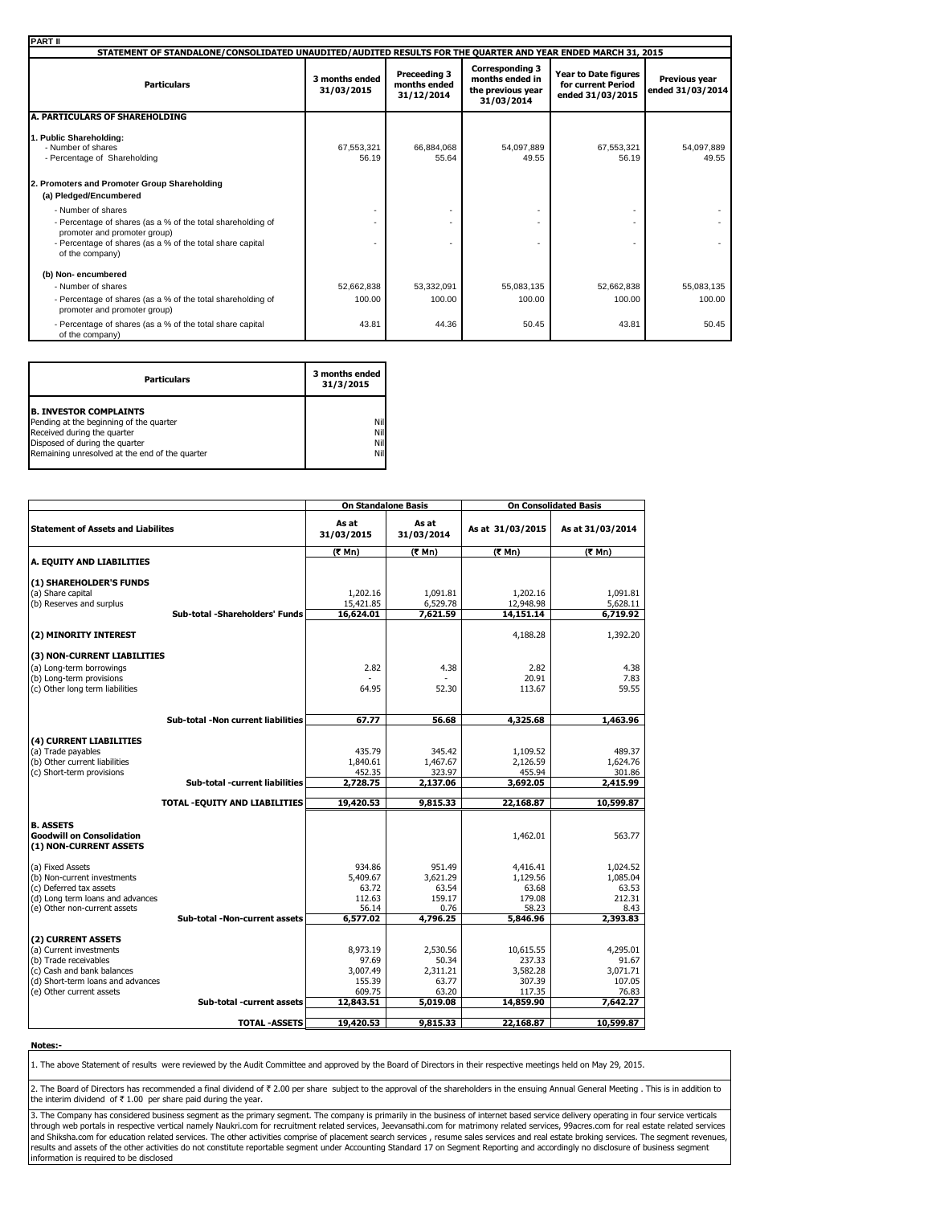**PART II**

**STATEMENT OF STANDALONE/CONSOLIDATED UNAUDITED/AUDITED RESULTS FOR THE QUARTER AND YEAR ENDED MARCH 31, 2015**

| Particulars | 3 months ended 31/03/2015 | Preceeding 3 months ended 31/12/2014 | Corresponding 3 months ended in the previous year 31/03/2014 | Year to Date figures for current Period ended 31/03/2015 | Previous year ended 31/03/2014 |
|---|---|---|---|---|---|
| **A. PARTICULARS OF SHAREHOLDING** | | | | | |
| **1. Public Shareholding:** | | | | | |
| - Number of shares | 67,553,321 | 66,884,068 | 54,097,889 | 67,553,321 | 54,097,889 |
| - Percentage of Shareholding | 56.19 | 55.64 | 49.55 | 56.19 | 49.55 |
| **2. Promoters and Promoter Group Shareholding** | | | | | |
| **(a) Pledged/Encumbered** | | | | | |
| - Number of shares | - | - | - | - | - |
| - Percentage of shares (as a % of the total shareholding of promoter and promoter group) | - | - | - | - | - |
| - Percentage of shares (as a % of the total share capital of the company) | - | - | - | - | - |
| **(b) Non- encumbered** | | | | | |
| - Number of shares | 52,662,838 | 53,332,091 | 55,083,135 | 52,662,838 | 55,083,135 |
| - Percentage of shares (as a % of the total shareholding of promoter and promoter group) | 100.00 | 100.00 | 100.00 | 100.00 | 100.00 |
| - Percentage of shares (as a % of the total share capital of the company) | 43.81 | 44.36 | 50.45 | 43.81 | 50.45 |

| Particulars | 3 months ended 31/3/2015 |
|---|---|
| **B. INVESTOR COMPLAINTS** | |
| Pending at the beginning of the quarter | Nil |
| Received during the quarter | Nil |
| Disposed of during the quarter | Nil |
| Remaining unresolved at the end of the quarter | Nil |

| Statement of Assets and Liabilites | On Standalone Basis | | On Consolidated Basis | |
|---|---|---|---|---|
| | As at 31/03/2015 | As at 31/03/2014 | As at 31/03/2015 | As at 31/03/2014 |
| | (₹ Mn) | (₹ Mn) | (₹ Mn) | (₹ Mn) |
| **A. EQUITY AND LIABILITIES** | | | | |
| **(1) SHAREHOLDER'S FUNDS** | | | | |
| (a) Share capital | 1,202.16 | 1,091.81 | 1,202.16 | 1,091.81 |
| (b) Reserves and surplus | 15,421.85 | 6,529.78 | 12,948.98 | 5,628.11 |
| **Sub-total -Shareholders' Funds** | **16,624.01** | **7,621.59** | **14,151.14** | **6,719.92** |
| **(2) MINORITY INTEREST** | | | 4,188.28 | 1,392.20 |
| **(3) NON-CURRENT LIABILITIES** | | | | |
| (a) Long-term borrowings | 2.82 | 4.38 | 2.82 | 4.38 |
| (b) Long-term provisions | - | - | 20.91 | 7.83 |
| (c) Other long term liabilities | 64.95 | 52.30 | 113.67 | 59.55 |
| **Sub-total -Non current liabilities** | **67.77** | **56.68** | **4,325.68** | **1,463.96** |
| **(4) CURRENT LIABILITIES** | | | | |
| (a) Trade payables | 435.79 | 345.42 | 1,109.52 | 489.37 |
| (b) Other current liabilities | 1,840.61 | 1,467.67 | 2,126.59 | 1,624.76 |
| (c) Short-term provisions | 452.35 | 323.97 | 455.94 | 301.86 |
| **Sub-total -current liabilities** | **2,728.75** | **2,137.06** | **3,692.05** | **2,415.99** |
| **TOTAL -EQUITY AND LIABILITIES** | **19,420.53** | **9,815.33** | **22,168.87** | **10,599.87** |
| **B. ASSETS** | | | | |
| **Goodwill on Consolidation** | | | 1,462.01 | 563.77 |
| **(1) NON-CURRENT ASSETS** | | | | |
| (a) Fixed Assets | 934.86 | 951.49 | 4,416.41 | 1,024.52 |
| (b) Non-current investments | 5,409.67 | 3,621.29 | 1,129.56 | 1,085.04 |
| (c) Deferred tax assets | 63.72 | 63.54 | 63.68 | 63.53 |
| (d) Long term loans and advances | 112.63 | 159.17 | 179.08 | 212.31 |
| (e) Other non-current assets | 56.14 | 0.76 | 58.23 | 8.43 |
| **Sub-total -Non-current assets** | **6,577.02** | **4,796.25** | **5,846.96** | **2,393.83** |
| **(2) CURRENT ASSETS** | | | | |
| (a) Current investments | 8,973.19 | 2,530.56 | 10,615.55 | 4,295.01 |
| (b) Trade receivables | 97.69 | 50.34 | 237.33 | 91.67 |
| (c) Cash and bank balances | 3,007.49 | 2,311.21 | 3,582.28 | 3,071.71 |
| (d) Short-term loans and advances | 155.39 | 63.77 | 307.39 | 107.05 |
| (e) Other current assets | 609.75 | 63.20 | 117.35 | 76.83 |
| **Sub-total -current assets** | **12,843.51** | **5,019.08** | **14,859.90** | **7,642.27** |
| **TOTAL -ASSETS** | **19,420.53** | **9,815.33** | **22,168.87** | **10,599.87** |

**Notes:-**

1. The above Statement of results were reviewed by the Audit Committee and approved by the Board of Directors in their respective meetings held on May 29, 2015.

2. The Board of Directors has recommended a final dividend of ₹ 2.00 per share subject to the approval of the shareholders in the ensuing Annual General Meeting . This is in addition to the interim dividend of ₹ 1.00 per share paid during the year.

3. The Company has considered business segment as the primary segment. The company is primarily in the business of internet based service delivery operating in four service verticals through web portals in respective vertical namely Naukri.com for recruitment related services, Jeevansathi.com for matrimony related services, 99acres.com for real estate related services and Shiksha.com for education related services. The other activities comprise of placement search services , resume sales services and real estate broking services. The segment revenues, results and assets of the other activities do not constitute reportable segment under Accounting Standard 17 on Segment Reporting and accordingly no disclosure of business segment information is required to be disclosed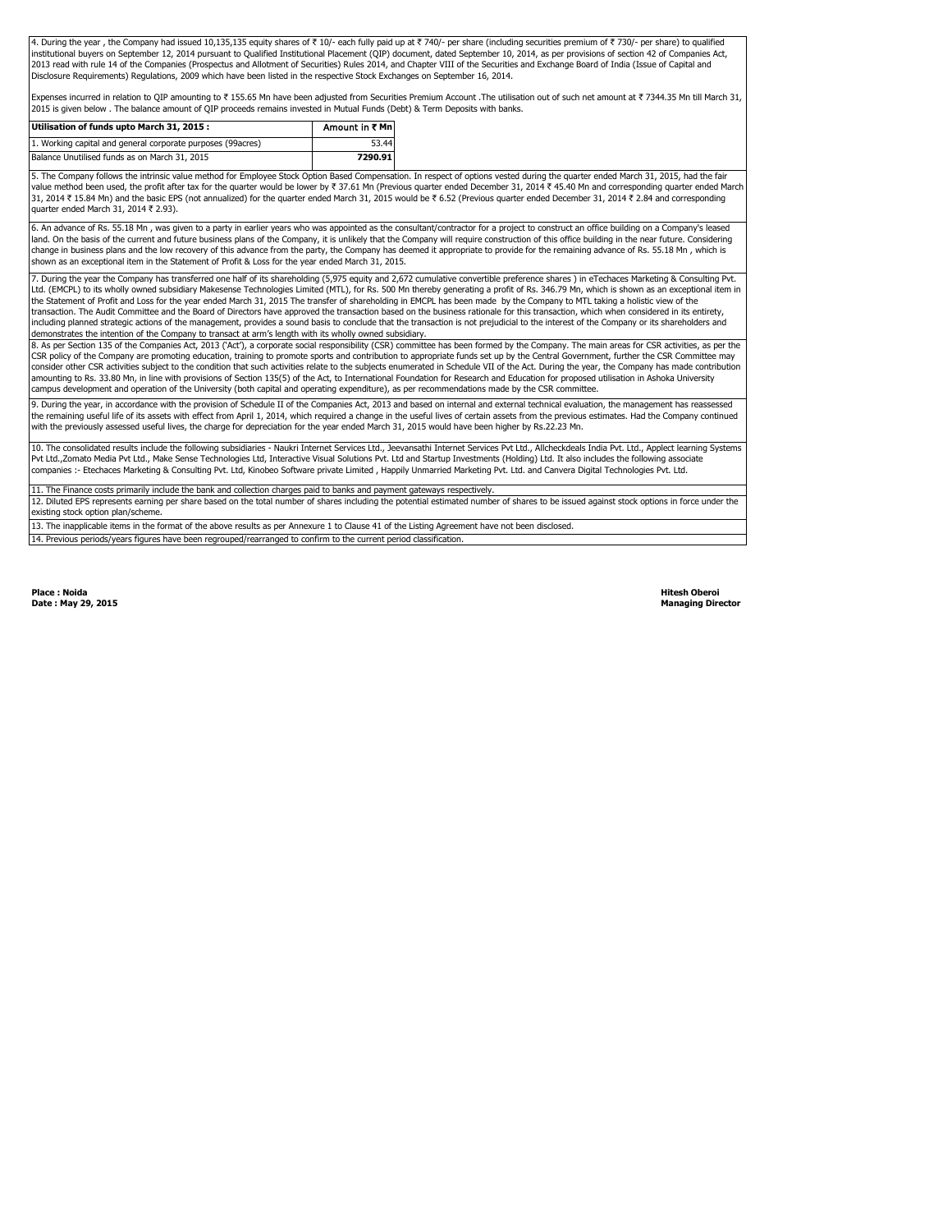4. During the year , the Company had issued 10,135,135 equity shares of ₹ 10/- each fully paid up at ₹ 740/- per share (including securities premium of ₹ 730/- per share) to qualified institutional buyers on September 12, 2014 pursuant to Qualified Institutional Placement (QIP) document, dated September 10, 2014, as per provisions of section 42 of Companies Act, 2013 read with rule 14 of the Companies (Prospectus and Allotment of Securities) Rules 2014, and Chapter VIII of the Securities and Exchange Board of India (Issue of Capital and Disclosure Requirements) Regulations, 2009 which have been listed in the respective Stock Exchanges on September 16, 2014.

Expenses incurred in relation to QIP amounting to ₹ 155.65 Mn have been adjusted from Securities Premium Account .The utilisation out of such net amount at ₹ 7344.35 Mn till March 31, 2015 is given below . The balance amount of QIP proceeds remains invested in Mutual Funds (Debt) & Term Deposits with banks.

| **Utilisation of funds upto March 31, 2015 :** | **Amount in ₹ Mn** |
|---|---|
| 1. Working capital and general corporate purposes (99acres) | 53.44 |
| Balance Unutilised funds as on March 31, 2015 | **7290.91** |

5. The Company follows the intrinsic value method for Employee Stock Option Based Compensation. In respect of options vested during the quarter ended March 31, 2015, had the fair value method been used, the profit after tax for the quarter would be lower by ₹ 37.61 Mn (Previous quarter ended December 31, 2014 ₹ 45.40 Mn and corresponding quarter ended March 31, 2014 ₹ 15.84 Mn) and the basic EPS (not annualized) for the quarter ended March 31, 2015 would be ₹ 6.52 (Previous quarter ended December 31, 2014 ₹ 2.84 and corresponding quarter ended March 31, 2014 ₹ 2.93).

6. An advance of Rs. 55.18 Mn , was given to a party in earlier years who was appointed as the consultant/contractor for a project to construct an office building on a Company's leased land. On the basis of the current and future business plans of the Company, it is unlikely that the Company will require construction of this office building in the near future. Considering change in business plans and the low recovery of this advance from the party, the Company has deemed it appropriate to provide for the remaining advance of Rs. 55.18 Mn , which is shown as an exceptional item in the Statement of Profit & Loss for the year ended March 31, 2015.

7. During the year the Company has transferred one half of its shareholding (5,975 equity and 2,672 cumulative convertible preference shares ) in eTechaces Marketing & Consulting Pvt. Ltd. (EMCPL) to its wholly owned subsidiary Makesense Technologies Limited (MTL), for Rs. 500 Mn thereby generating a profit of Rs. 346.79 Mn, which is shown as an exceptional item in the Statement of Profit and Loss for the year ended March 31, 2015 The transfer of shareholding in EMCPL has been made by the Company to MTL taking a holistic view of the transaction. The Audit Committee and the Board of Directors have approved the transaction based on the business rationale for this transaction, which when considered in its entirety, including planned strategic actions of the management, provides a sound basis to conclude that the transaction is not prejudicial to the interest of the Company or its shareholders and demonstrates the intention of the Company to transact at arm's length with its wholly owned subsidiary.

8. As per Section 135 of the Companies Act, 2013 ('Act'), a corporate social responsibility (CSR) committee has been formed by the Company. The main areas for CSR activities, as per the CSR policy of the Company are promoting education, training to promote sports and contribution to appropriate funds set up by the Central Government, further the CSR Committee may consider other CSR activities subject to the condition that such activities relate to the subjects enumerated in Schedule VII of the Act. During the year, the Company has made contribution amounting to Rs. 33.80 Mn, in line with provisions of Section 135(5) of the Act, to International Foundation for Research and Education for proposed utilisation in Ashoka University campus development and operation of the University (both capital and operating expenditure), as per recommendations made by the CSR committee.

9. During the year, in accordance with the provision of Schedule II of the Companies Act, 2013 and based on internal and external technical evaluation, the management has reassessed the remaining useful life of its assets with effect from April 1, 2014, which required a change in the useful lives of certain assets from the previous estimates. Had the Company continued with the previously assessed useful lives, the charge for depreciation for the year ended March 31, 2015 would have been higher by Rs.22.23 Mn.

10. The consolidated results include the following subsidiaries - Naukri Internet Services Ltd., Jeevansathi Internet Services Pvt Ltd., Allcheckdeals India Pvt. Ltd., Applect learning Systems Pvt Ltd.,Zomato Media Pvt Ltd., Make Sense Technologies Ltd, Interactive Visual Solutions Pvt. Ltd and Startup Investments (Holding) Ltd. It also includes the following associate companies :- Etechaces Marketing & Consulting Pvt. Ltd, Kinobeo Software private Limited , Happily Unmarried Marketing Pvt. Ltd. and Canvera Digital Technologies Pvt. Ltd.

11. The Finance costs primarily include the bank and collection charges paid to banks and payment gateways respectively.

12. Diluted EPS represents earning per share based on the total number of shares including the potential estimated number of shares to be issued against stock options in force under the existing stock option plan/scheme.

13. The inapplicable items in the format of the above results as per Annexure 1 to Clause 41 of the Listing Agreement have not been disclosed.

14. Previous periods/years figures have been regrouped/rearranged to confirm to the current period classification.

**Place : Noida**
**Date : May 29, 2015**

**Hitesh Oberoi**
**Managing Director**